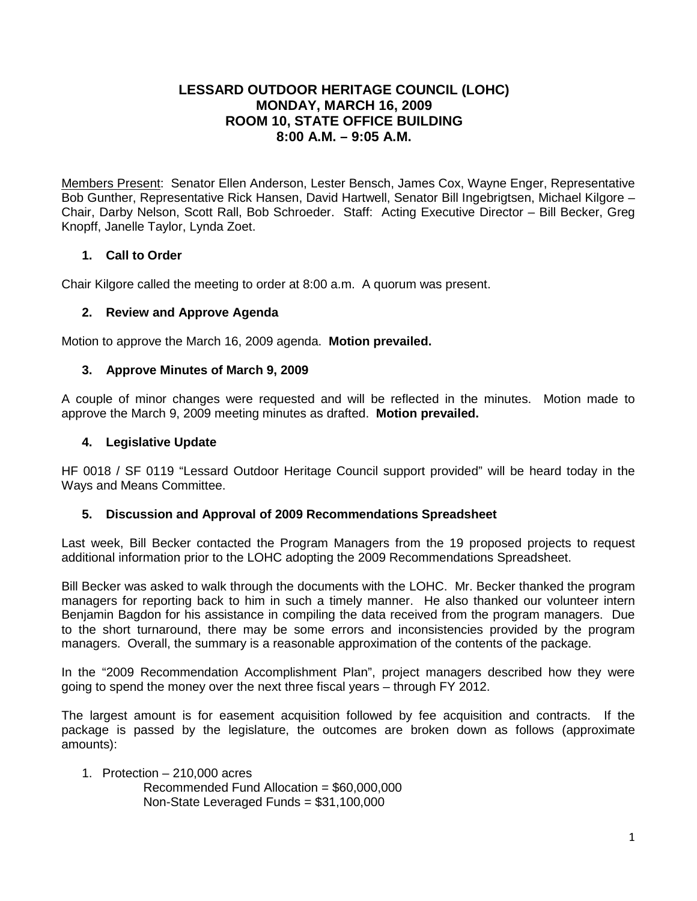# LESSARD OUTDOOR HERITAGE COUNCIL (LOHC)
# MONDAY, MARCH 16, 2009
# ROOM 10, STATE OFFICE BUILDING
# 8:00 A.M. – 9:05 A.M.

Members Present: Senator Ellen Anderson, Lester Bensch, James Cox, Wayne Enger, Representative Bob Gunther, Representative Rick Hansen, David Hartwell, Senator Bill Ingebrigtsen, Michael Kilgore – Chair, Darby Nelson, Scott Rall, Bob Schroeder. Staff: Acting Executive Director – Bill Becker, Greg Knopff, Janelle Taylor, Lynda Zoet.

## 1. Call to Order

Chair Kilgore called the meeting to order at 8:00 a.m. A quorum was present.

## 2. Review and Approve Agenda

Motion to approve the March 16, 2009 agenda. **Motion prevailed.**

## 3. Approve Minutes of March 9, 2009

A couple of minor changes were requested and will be reflected in the minutes. Motion made to approve the March 9, 2009 meeting minutes as drafted. **Motion prevailed.**

## 4. Legislative Update

HF 0018 / SF 0119 "Lessard Outdoor Heritage Council support provided" will be heard today in the Ways and Means Committee.

## 5. Discussion and Approval of 2009 Recommendations Spreadsheet

Last week, Bill Becker contacted the Program Managers from the 19 proposed projects to request additional information prior to the LOHC adopting the 2009 Recommendations Spreadsheet.

Bill Becker was asked to walk through the documents with the LOHC. Mr. Becker thanked the program managers for reporting back to him in such a timely manner. He also thanked our volunteer intern Benjamin Bagdon for his assistance in compiling the data received from the program managers. Due to the short turnaround, there may be some errors and inconsistencies provided by the program managers. Overall, the summary is a reasonable approximation of the contents of the package.

In the "2009 Recommendation Accomplishment Plan", project managers described how they were going to spend the money over the next three fiscal years – through FY 2012.

The largest amount is for easement acquisition followed by fee acquisition and contracts. If the package is passed by the legislature, the outcomes are broken down as follows (approximate amounts):

1. Protection – 210,000 acres
   Recommended Fund Allocation = $60,000,000
   Non-State Leveraged Funds = $31,100,000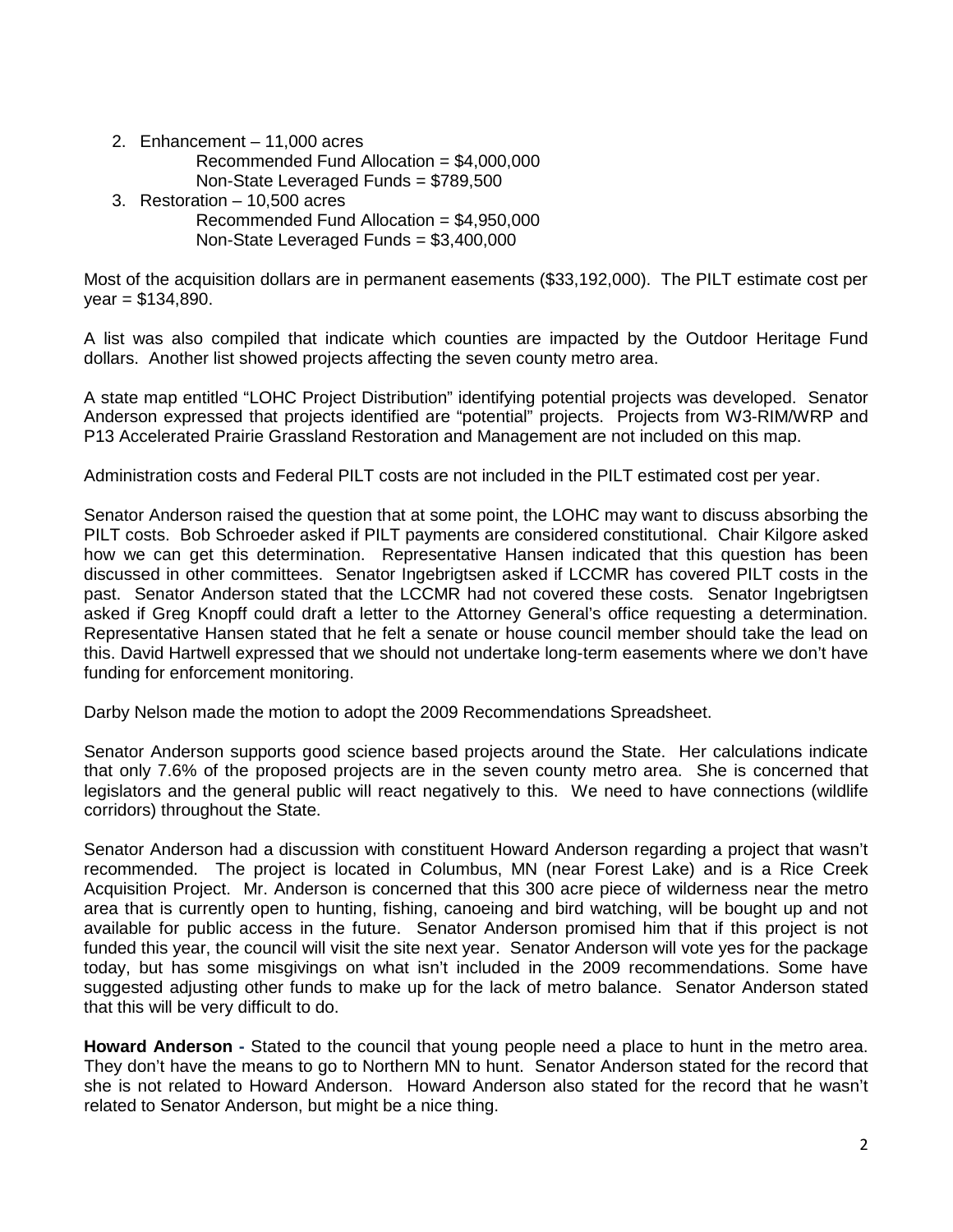2. Enhancement – 11,000 acres
   Recommended Fund Allocation = $4,000,000
   Non-State Leveraged Funds = $789,500
3. Restoration – 10,500 acres
   Recommended Fund Allocation = $4,950,000
   Non-State Leveraged Funds = $3,400,000

Most of the acquisition dollars are in permanent easements ($33,192,000). The PILT estimate cost per year = $134,890.

A list was also compiled that indicate which counties are impacted by the Outdoor Heritage Fund dollars. Another list showed projects affecting the seven county metro area.

A state map entitled "LOHC Project Distribution" identifying potential projects was developed. Senator Anderson expressed that projects identified are "potential" projects. Projects from W3-RIM/WRP and P13 Accelerated Prairie Grassland Restoration and Management are not included on this map.

Administration costs and Federal PILT costs are not included in the PILT estimated cost per year.

Senator Anderson raised the question that at some point, the LOHC may want to discuss absorbing the PILT costs. Bob Schroeder asked if PILT payments are considered constitutional. Chair Kilgore asked how we can get this determination. Representative Hansen indicated that this question has been discussed in other committees. Senator Ingebrigtsen asked if LCCMR has covered PILT costs in the past. Senator Anderson stated that the LCCMR had not covered these costs. Senator Ingebrigtsen asked if Greg Knopff could draft a letter to the Attorney General's office requesting a determination. Representative Hansen stated that he felt a senate or house council member should take the lead on this. David Hartwell expressed that we should not undertake long-term easements where we don't have funding for enforcement monitoring.

Darby Nelson made the motion to adopt the 2009 Recommendations Spreadsheet.

Senator Anderson supports good science based projects around the State. Her calculations indicate that only 7.6% of the proposed projects are in the seven county metro area. She is concerned that legislators and the general public will react negatively to this. We need to have connections (wildlife corridors) throughout the State.

Senator Anderson had a discussion with constituent Howard Anderson regarding a project that wasn't recommended. The project is located in Columbus, MN (near Forest Lake) and is a Rice Creek Acquisition Project. Mr. Anderson is concerned that this 300 acre piece of wilderness near the metro area that is currently open to hunting, fishing, canoeing and bird watching, will be bought up and not available for public access in the future. Senator Anderson promised him that if this project is not funded this year, the council will visit the site next year. Senator Anderson will vote yes for the package today, but has some misgivings on what isn't included in the 2009 recommendations. Some have suggested adjusting other funds to make up for the lack of metro balance. Senator Anderson stated that this will be very difficult to do.

**Howard Anderson -** Stated to the council that young people need a place to hunt in the metro area. They don't have the means to go to Northern MN to hunt. Senator Anderson stated for the record that she is not related to Howard Anderson. Howard Anderson also stated for the record that he wasn't related to Senator Anderson, but might be a nice thing.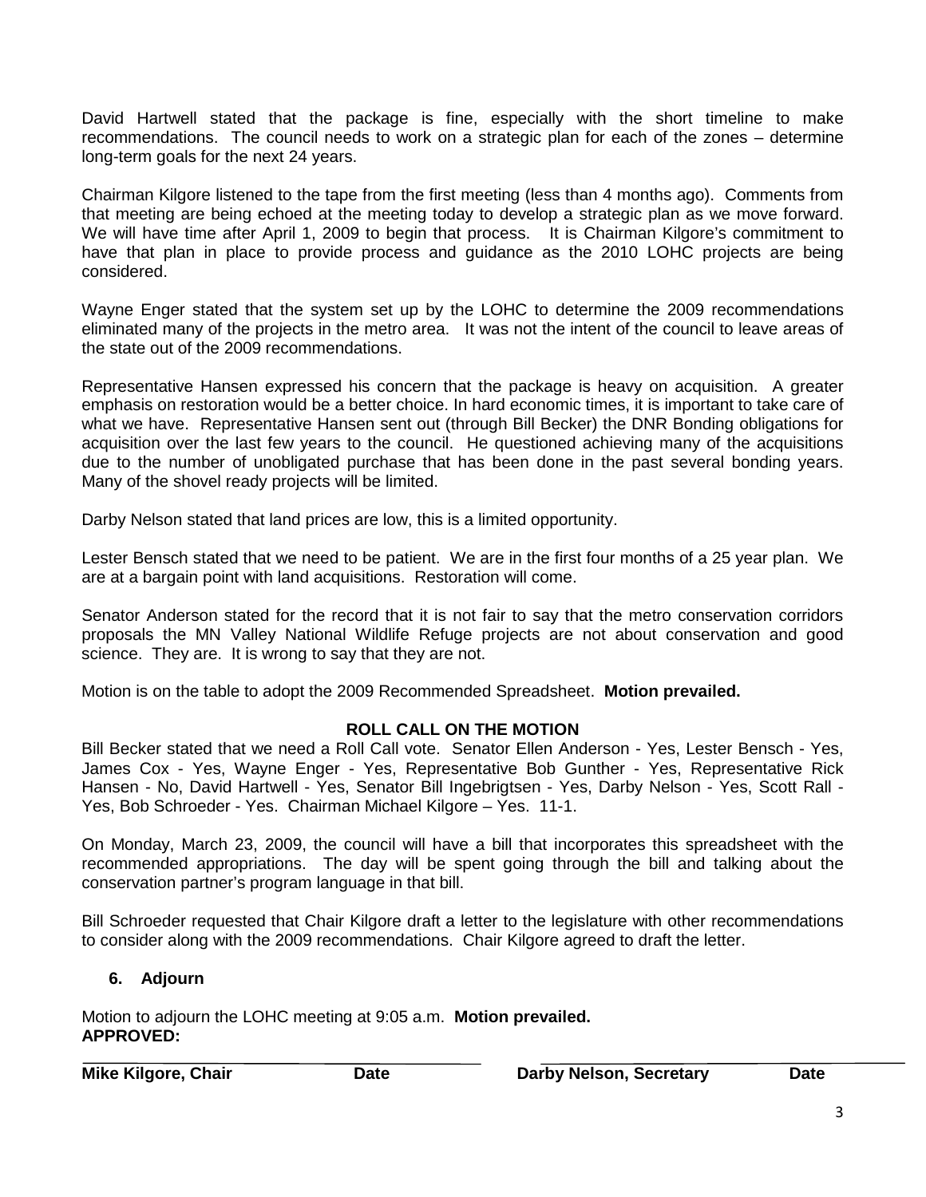David Hartwell stated that the package is fine, especially with the short timeline to make recommendations. The council needs to work on a strategic plan for each of the zones – determine long-term goals for the next 24 years.

Chairman Kilgore listened to the tape from the first meeting (less than 4 months ago). Comments from that meeting are being echoed at the meeting today to develop a strategic plan as we move forward. We will have time after April 1, 2009 to begin that process. It is Chairman Kilgore's commitment to have that plan in place to provide process and guidance as the 2010 LOHC projects are being considered.

Wayne Enger stated that the system set up by the LOHC to determine the 2009 recommendations eliminated many of the projects in the metro area. It was not the intent of the council to leave areas of the state out of the 2009 recommendations.

Representative Hansen expressed his concern that the package is heavy on acquisition. A greater emphasis on restoration would be a better choice. In hard economic times, it is important to take care of what we have. Representative Hansen sent out (through Bill Becker) the DNR Bonding obligations for acquisition over the last few years to the council. He questioned achieving many of the acquisitions due to the number of unobligated purchase that has been done in the past several bonding years. Many of the shovel ready projects will be limited.

Darby Nelson stated that land prices are low, this is a limited opportunity.

Lester Bensch stated that we need to be patient. We are in the first four months of a 25 year plan. We are at a bargain point with land acquisitions. Restoration will come.

Senator Anderson stated for the record that it is not fair to say that the metro conservation corridors proposals the MN Valley National Wildlife Refuge projects are not about conservation and good science. They are. It is wrong to say that they are not.

Motion is on the table to adopt the 2009 Recommended Spreadsheet. **Motion prevailed.**

**ROLL CALL ON THE MOTION**

Bill Becker stated that we need a Roll Call vote. Senator Ellen Anderson - Yes, Lester Bensch - Yes, James Cox - Yes, Wayne Enger - Yes, Representative Bob Gunther - Yes, Representative Rick Hansen - No, David Hartwell - Yes, Senator Bill Ingebrigtsen - Yes, Darby Nelson - Yes, Scott Rall - Yes, Bob Schroeder - Yes. Chairman Michael Kilgore – Yes. 11-1.

On Monday, March 23, 2009, the council will have a bill that incorporates this spreadsheet with the recommended appropriations. The day will be spent going through the bill and talking about the conservation partner's program language in that bill.

Bill Schroeder requested that Chair Kilgore draft a letter to the legislature with other recommendations to consider along with the 2009 recommendations. Chair Kilgore agreed to draft the letter.

## 6. Adjourn

Motion to adjourn the LOHC meeting at 9:05 a.m. **Motion prevailed.**

**APPROVED:**

**Mike Kilgore, Chair** **Date** **Darby Nelson, Secretary** **Date**